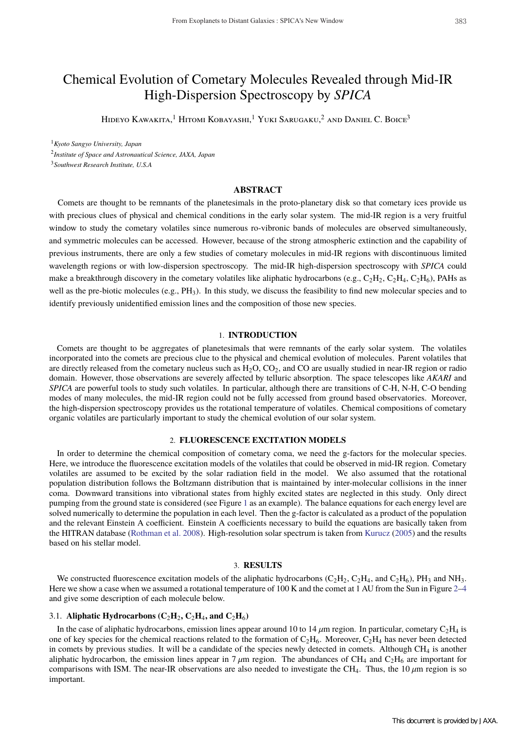# Chemical Evolution of Cometary Molecules Revealed through Mid-IR High-Dispersion Spectroscopy by *SPICA*

Hideyo Kawakita,[1] Hitomi Kobayashi,[1] Yuki Sarugaku,[2] and Daniel C. Boice[3]

[1] *Kyoto Sangyo University, Japan*

[2] *Institute of Space and Astronautical Science, JAXA, Japan*

[3] *Southwest Research Institute, U.S.A*

## ABSTRACT

Comets are thought to be remnants of the planetesimals in the proto-planetary disk so that cometary ices provide us with precious clues of physical and chemical conditions in the early solar system. The mid-IR region is a very fruitful window to study the cometary volatiles since numerous ro-vibronic bands of molecules are observed simultaneously, and symmetric molecules can be accessed. However, because of the strong atmospheric extinction and the capability of previous instruments, there are only a few studies of cometary molecules in mid-IR regions with discontinuous limited wavelength regions or with low-dispersion spectroscopy. The mid-IR high-dispersion spectroscopy with *SPICA* could make a breakthrough discovery in the cometary volatiles like aliphatic hydrocarbons (e.g., $C_2H_2$, $C_2H_4$, $C_2H_6$), PAHs as well as the pre-biotic molecules (e.g., $PH_3$). In this study, we discuss the feasibility to find new molecular species and to identify previously unidentified emission lines and the composition of those new species.

## 1. INTRODUCTION

Comets are thought to be aggregates of planetesimals that were remnants of the early solar system. The volatiles incorporated into the comets are precious clue to the physical and chemical evolution of molecules. Parent volatiles that are directly released from the cometary nucleus such as $H_2O$, $CO_2$, and CO are usually studied in near-IR region or radio domain. However, those observations are severely affected by telluric absorption. The space telescopes like *AKARI* and *SPICA* are powerful tools to study such volatiles. In particular, although there are transitions of C-H, N-H, C-O bending modes of many molecules, the mid-IR region could not be fully accessed from ground based observatories. Moreover, the high-dispersion spectroscopy provides us the rotational temperature of volatiles. Chemical compositions of cometary organic volatiles are particularly important to study the chemical evolution of our solar system.

## 2. FLUORESCENCE EXCITATION MODELS

In order to determine the chemical composition of cometary coma, we need the g-factors for the molecular species. Here, we introduce the fluorescence excitation models of the volatiles that could be observed in mid-IR region. Cometary volatiles are assumed to be excited by the solar radiation field in the model. We also assumed that the rotational population distribution follows the Boltzmann distribution that is maintained by inter-molecular collisions in the inner coma. Downward transitions into vibrational states from highly excited states are neglected in this study. Only direct pumping from the ground state is considered (see Figure 1 as an example). The balance equations for each energy level are solved numerically to determine the population in each level. Then the g-factor is calculated as a product of the population and the relevant Einstein A coefficient. Einstein A coefficients necessary to build the equations are basically taken from the HITRAN database (Rothman et al. 2008). High-resolution solar spectrum is taken from Kurucz (2005) and the results based on his stellar model.

## 3. RESULTS

We constructed fluorescence excitation models of the aliphatic hydrocarbons ($C_2H_2$, $C_2H_4$, and $C_2H_6$), $PH_3$ and $NH_3$. Here we show a case when we assumed a rotational temperature of 100 K and the comet at 1 AU from the Sun in Figure 2–4 and give some description of each molecule below.

### 3.1. Aliphatic Hydrocarbons ($C_2H_2$, $C_2H_4$, and $C_2H_6$)

In the case of aliphatic hydrocarbons, emission lines appear around 10 to 14 $\mu$m region. In particular, cometary $C_2H_4$ is one of key species for the chemical reactions related to the formation of $C_2H_6$. Moreover, $C_2H_4$ has never been detected in comets by previous studies. It will be a candidate of the species newly detected in comets. Although $CH_4$ is another aliphatic hydrocarbon, the emission lines appear in 7 $\mu$m region. The abundances of $CH_4$ and $C_2H_6$ are important for comparisons with ISM. The near-IR observations are also needed to investigate the $CH_4$. Thus, the 10 $\mu$m region is so important.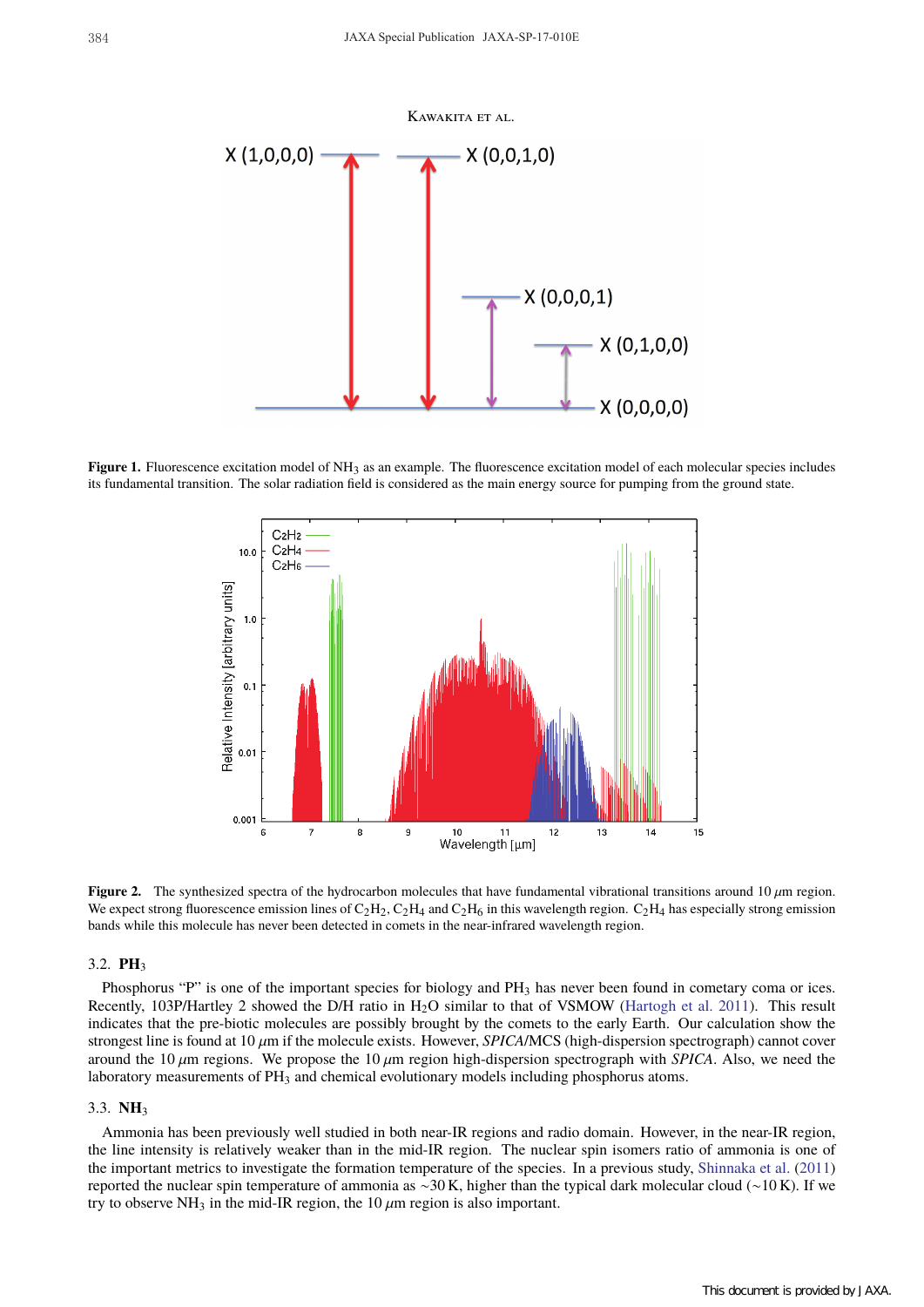**Figure 1.** Fluorescence excitation model of $NH_3$ as an example. The fluorescence excitation model of each molecular species includes its fundamental transition. The solar radiation field is considered as the main energy source for pumping from the ground state.

**Figure 2.** The synthesized spectra of the hydrocarbon molecules that have fundamental vibrational transitions around 10 $\mu$m region. We expect strong fluorescence emission lines of $C_2H_2$, $C_2H_4$ and $C_2H_6$ in this wavelength region. $C_2H_4$ has especially strong emission bands while this molecule has never been detected in comets in the near-infrared wavelength region.

### 3.2. $PH_3$

Phosphorus "P" is one of the important species for biology and $PH_3$ has never been found in cometary coma or ices. Recently, 103P/Hartley 2 showed the D/H ratio in $H_2O$ similar to that of VSMOW (Hartogh et al. 2011). This result indicates that the pre-biotic molecules are possibly brought by the comets to the early Earth. Our calculation show the strongest line is found at 10 $\mu$m if the molecule exists. However, *SPICA*/MCS (high-dispersion spectrograph) cannot cover around the 10 $\mu$m regions. We propose the 10 $\mu$m region high-dispersion spectrograph with *SPICA*. Also, we need the laboratory measurements of $PH_3$ and chemical evolutionary models including phosphorus atoms.

### 3.3. $NH_3$

Ammonia has been previously well studied in both near-IR regions and radio domain. However, in the near-IR region, the line intensity is relatively weaker than in the mid-IR region. The nuclear spin isomers ratio of ammonia is one of the important metrics to investigate the formation temperature of the species. In a previous study, Shinnaka et al. (2011) reported the nuclear spin temperature of ammonia as $\sim$30 K, higher than the typical dark molecular cloud ($\sim$10 K). If we try to observe $NH_3$ in the mid-IR region, the 10 $\mu$m region is also important.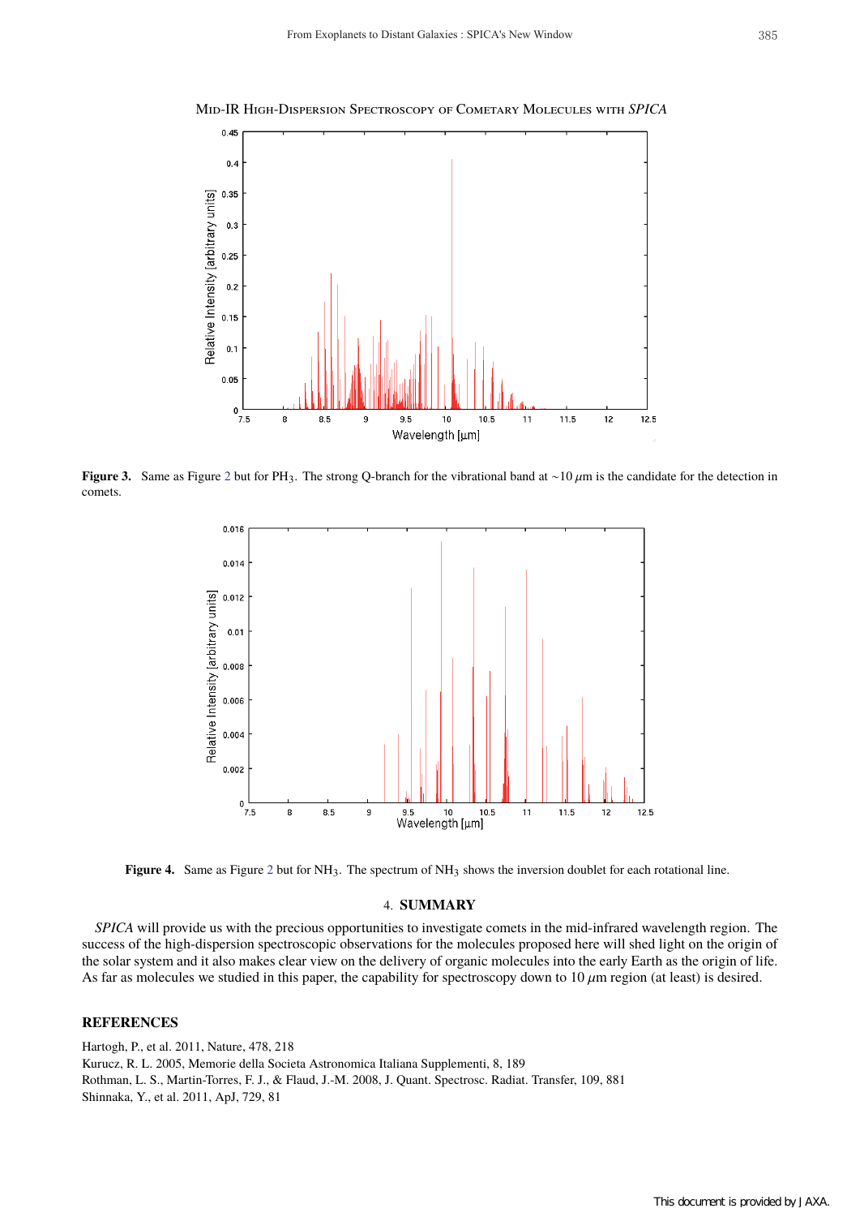Mid-IR High-Dispersion Spectroscopy of Cometary Molecules with *SPICA*

Relative Intensity [arbitrary units]

0 0.05 0.1 0.15 0.2 0.25 0.3 0.35 0.4 0.45

7.5 8 8.5 9 9.5 10 10.5 11 11.5 12 12.5

Wavelength [μm]

**Figure 3.** Same as Figure 2 but for $PH_3$. The strong Q-branch for the vibrational band at ~10 $\mu$m is the candidate for the detection in comets.

Relative Intensity [arbitrary units]

0 0.002 0.004 0.006 0.008 0.01 0.012 0.014 0.016

7.5 8 8.5 9 9.5 10 10.5 11 11.5 12 12.5

Wavelength [μm]

**Figure 4.** Same as Figure 2 but for $NH_3$. The spectrum of $NH_3$ shows the inversion doublet for each rotational line.

## 4. SUMMARY

*SPICA* will provide us with the precious opportunities to investigate comets in the mid-infrared wavelength region. The success of the high-dispersion spectroscopic observations for the molecules proposed here will shed light on the origin of the solar system and it also makes clear view on the delivery of organic molecules into the early Earth as the origin of life. As far as molecules we studied in this paper, the capability for spectroscopy down to 10 $\mu$m region (at least) is desired.

## REFERENCES

Hartogh, P., et al. 2011, Nature, 478, 218

Kurucz, R. L. 2005, Memorie della Societa Astronomica Italiana Supplementi, 8, 189

Rothman, L. S., Martin-Torres, F. J., & Flaud, J.-M. 2008, J. Quant. Spectrosc. Radiat. Transfer, 109, 881

Shinnaka, Y., et al. 2011, ApJ, 729, 81